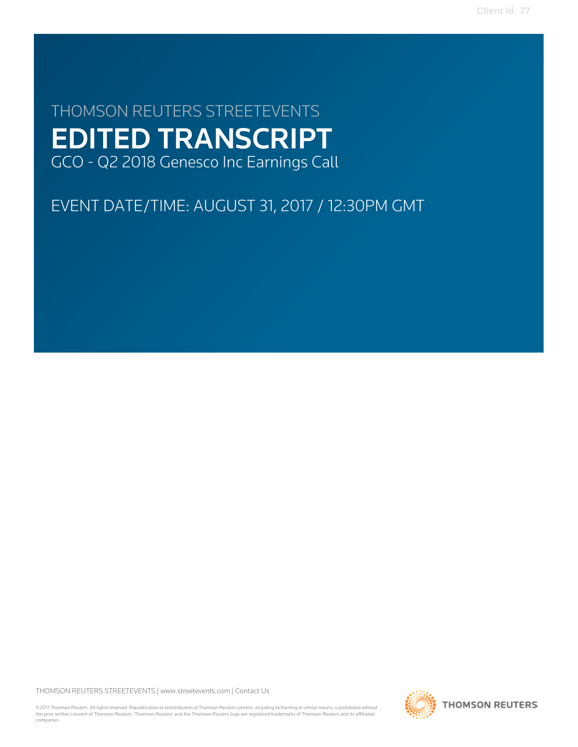# THOMSON REUTERS STREETEVENTS

# EDITED TRANSCRIPT

GCO - Q2 2018 Genesco Inc Earnings Call

EVENT DATE/TIME: AUGUST 31, 2017 / 12:30PM GMT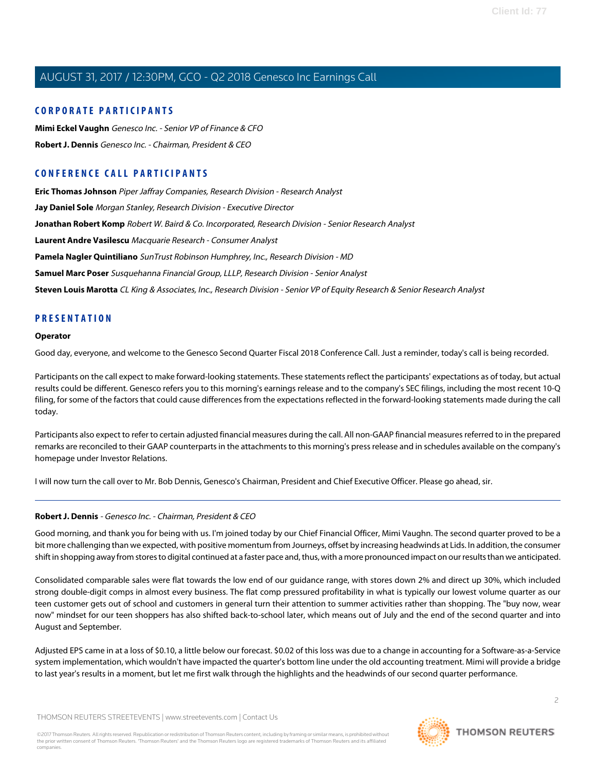## CORPORATE PARTICIPANTS

**Mimi Eckel Vaughn** *Genesco Inc. - Senior VP of Finance & CFO*

**Robert J. Dennis** *Genesco Inc. - Chairman, President & CEO*

## CONFERENCE CALL PARTICIPANTS

**Eric Thomas Johnson** *Piper Jaffray Companies, Research Division - Research Analyst*

**Jay Daniel Sole** *Morgan Stanley, Research Division - Executive Director*

**Jonathan Robert Komp** *Robert W. Baird & Co. Incorporated, Research Division - Senior Research Analyst*

**Laurent Andre Vasilescu** *Macquarie Research - Consumer Analyst*

**Pamela Nagler Quintiliano** *SunTrust Robinson Humphrey, Inc., Research Division - MD*

**Samuel Marc Poser** *Susquehanna Financial Group, LLLP, Research Division - Senior Analyst*

**Steven Louis Marotta** *CL King & Associates, Inc., Research Division - Senior VP of Equity Research & Senior Research Analyst*

## PRESENTATION

**Operator**

Good day, everyone, and welcome to the Genesco Second Quarter Fiscal 2018 Conference Call. Just a reminder, today's call is being recorded.

Participants on the call expect to make forward-looking statements. These statements reflect the participants' expectations as of today, but actual results could be different. Genesco refers you to this morning's earnings release and to the company's SEC filings, including the most recent 10-Q filing, for some of the factors that could cause differences from the expectations reflected in the forward-looking statements made during the call today.

Participants also expect to refer to certain adjusted financial measures during the call. All non-GAAP financial measures referred to in the prepared remarks are reconciled to their GAAP counterparts in the attachments to this morning's press release and in schedules available on the company's homepage under Investor Relations.

I will now turn the call over to Mr. Bob Dennis, Genesco's Chairman, President and Chief Executive Officer. Please go ahead, sir.

---

**Robert J. Dennis** - *Genesco Inc. - Chairman, President & CEO*

Good morning, and thank you for being with us. I'm joined today by our Chief Financial Officer, Mimi Vaughn. The second quarter proved to be a bit more challenging than we expected, with positive momentum from Journeys, offset by increasing headwinds at Lids. In addition, the consumer shift in shopping away from stores to digital continued at a faster pace and, thus, with a more pronounced impact on our results than we anticipated.

Consolidated comparable sales were flat towards the low end of our guidance range, with stores down 2% and direct up 30%, which included strong double-digit comps in almost every business. The flat comp pressured profitability in what is typically our lowest volume quarter as our teen customer gets out of school and customers in general turn their attention to summer activities rather than shopping. The "buy now, wear now" mindset for our teen shoppers has also shifted back-to-school later, which means out of July and the end of the second quarter and into August and September.

Adjusted EPS came in at a loss of $0.10, a little below our forecast. $0.02 of this loss was due to a change in accounting for a Software-as-a-Service system implementation, which wouldn't have impacted the quarter's bottom line under the old accounting treatment. Mimi will provide a bridge to last year's results in a moment, but let me first walk through the highlights and the headwinds of our second quarter performance.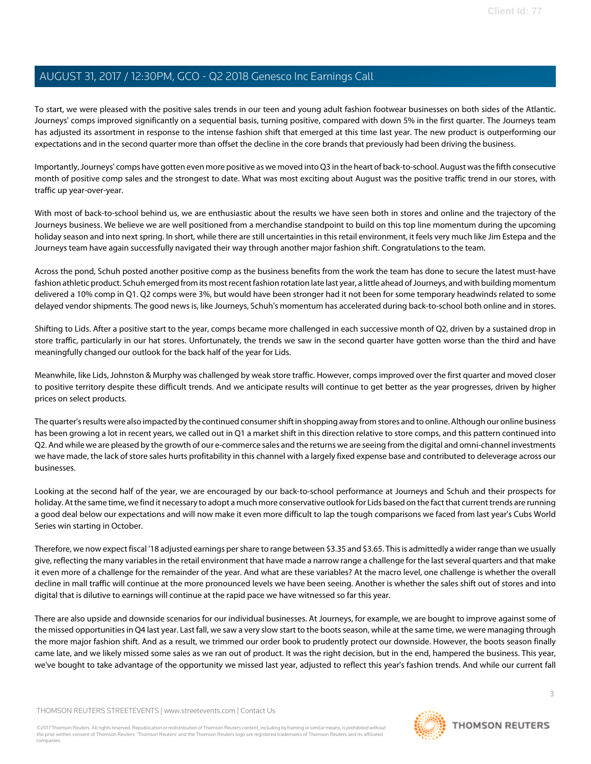To start, we were pleased with the positive sales trends in our teen and young adult fashion footwear businesses on both sides of the Atlantic. Journeys' comps improved significantly on a sequential basis, turning positive, compared with down 5% in the first quarter. The Journeys team has adjusted its assortment in response to the intense fashion shift that emerged at this time last year. The new product is outperforming our expectations and in the second quarter more than offset the decline in the core brands that previously had been driving the business.

Importantly, Journeys' comps have gotten even more positive as we moved into Q3 in the heart of back-to-school. August was the fifth consecutive month of positive comp sales and the strongest to date. What was most exciting about August was the positive traffic trend in our stores, with traffic up year-over-year.

With most of back-to-school behind us, we are enthusiastic about the results we have seen both in stores and online and the trajectory of the Journeys business. We believe we are well positioned from a merchandise standpoint to build on this top line momentum during the upcoming holiday season and into next spring. In short, while there are still uncertainties in this retail environment, it feels very much like Jim Estepa and the Journeys team have again successfully navigated their way through another major fashion shift. Congratulations to the team.

Across the pond, Schuh posted another positive comp as the business benefits from the work the team has done to secure the latest must-have fashion athletic product. Schuh emerged from its most recent fashion rotation late last year, a little ahead of Journeys, and with building momentum delivered a 10% comp in Q1. Q2 comps were 3%, but would have been stronger had it not been for some temporary headwinds related to some delayed vendor shipments. The good news is, like Journeys, Schuh's momentum has accelerated during back-to-school both online and in stores.

Shifting to Lids. After a positive start to the year, comps became more challenged in each successive month of Q2, driven by a sustained drop in store traffic, particularly in our hat stores. Unfortunately, the trends we saw in the second quarter have gotten worse than the third and have meaningfully changed our outlook for the back half of the year for Lids.

Meanwhile, like Lids, Johnston & Murphy was challenged by weak store traffic. However, comps improved over the first quarter and moved closer to positive territory despite these difficult trends. And we anticipate results will continue to get better as the year progresses, driven by higher prices on select products.

The quarter's results were also impacted by the continued consumer shift in shopping away from stores and to online. Although our online business has been growing a lot in recent years, we called out in Q1 a market shift in this direction relative to store comps, and this pattern continued into Q2. And while we are pleased by the growth of our e-commerce sales and the returns we are seeing from the digital and omni-channel investments we have made, the lack of store sales hurts profitability in this channel with a largely fixed expense base and contributed to deleverage across our businesses.

Looking at the second half of the year, we are encouraged by our back-to-school performance at Journeys and Schuh and their prospects for holiday. At the same time, we find it necessary to adopt a much more conservative outlook for Lids based on the fact that current trends are running a good deal below our expectations and will now make it even more difficult to lap the tough comparisons we faced from last year's Cubs World Series win starting in October.

Therefore, we now expect fiscal '18 adjusted earnings per share to range between $3.35 and $3.65. This is admittedly a wider range than we usually give, reflecting the many variables in the retail environment that have made a narrow range a challenge for the last several quarters and that make it even more of a challenge for the remainder of the year. And what are these variables? At the macro level, one challenge is whether the overall decline in mall traffic will continue at the more pronounced levels we have been seeing. Another is whether the sales shift out of stores and into digital that is dilutive to earnings will continue at the rapid pace we have witnessed so far this year.

There are also upside and downside scenarios for our individual businesses. At Journeys, for example, we are bought to improve against some of the missed opportunities in Q4 last year. Last fall, we saw a very slow start to the boots season, while at the same time, we were managing through the more major fashion shift. And as a result, we trimmed our order book to prudently protect our downside. However, the boots season finally came late, and we likely missed some sales as we ran out of product. It was the right decision, but in the end, hampered the business. This year, we've bought to take advantage of the opportunity we missed last year, adjusted to reflect this year's fashion trends. And while our current fall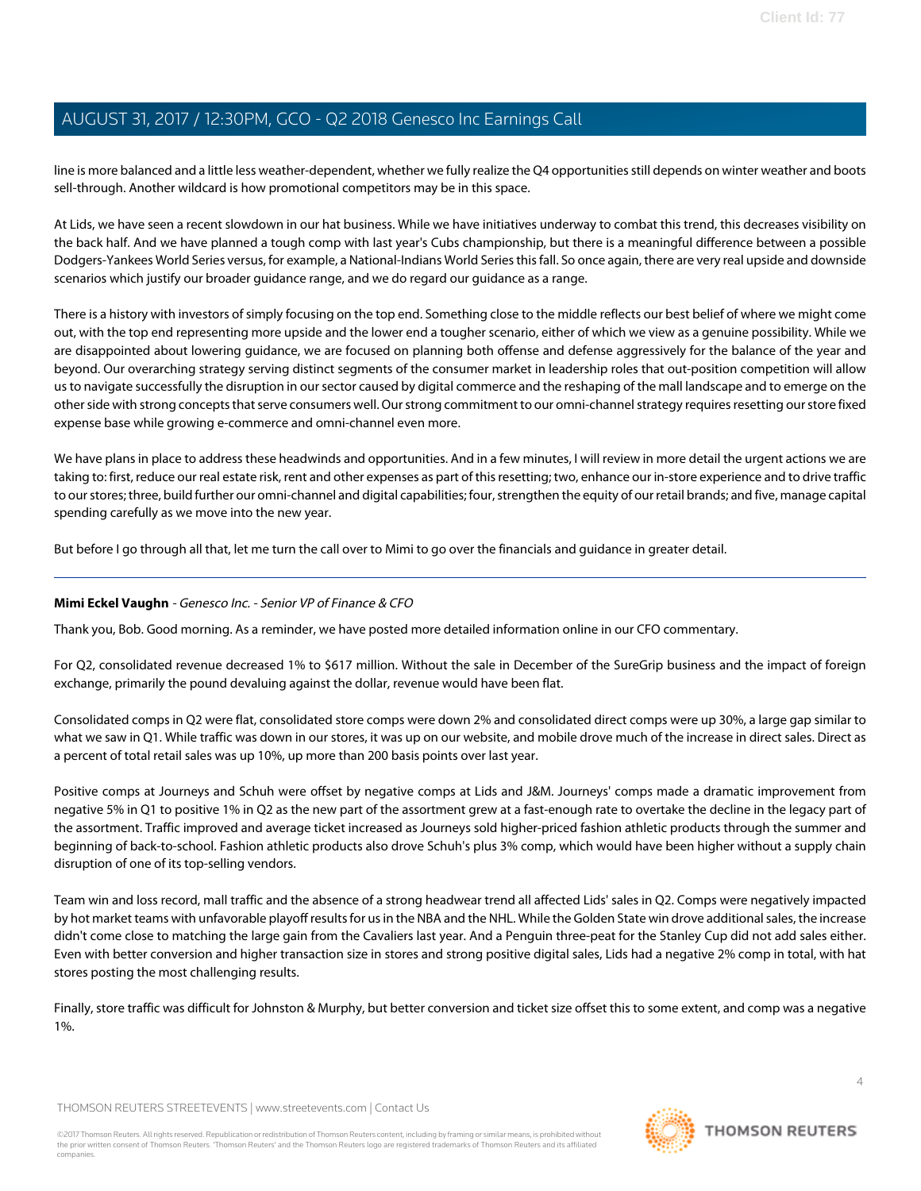line is more balanced and a little less weather-dependent, whether we fully realize the Q4 opportunities still depends on winter weather and boots sell-through. Another wildcard is how promotional competitors may be in this space.

At Lids, we have seen a recent slowdown in our hat business. While we have initiatives underway to combat this trend, this decreases visibility on the back half. And we have planned a tough comp with last year's Cubs championship, but there is a meaningful difference between a possible Dodgers-Yankees World Series versus, for example, a National-Indians World Series this fall. So once again, there are very real upside and downside scenarios which justify our broader guidance range, and we do regard our guidance as a range.

There is a history with investors of simply focusing on the top end. Something close to the middle reflects our best belief of where we might come out, with the top end representing more upside and the lower end a tougher scenario, either of which we view as a genuine possibility. While we are disappointed about lowering guidance, we are focused on planning both offense and defense aggressively for the balance of the year and beyond. Our overarching strategy serving distinct segments of the consumer market in leadership roles that out-position competition will allow us to navigate successfully the disruption in our sector caused by digital commerce and the reshaping of the mall landscape and to emerge on the other side with strong concepts that serve consumers well. Our strong commitment to our omni-channel strategy requires resetting our store fixed expense base while growing e-commerce and omni-channel even more.

We have plans in place to address these headwinds and opportunities. And in a few minutes, I will review in more detail the urgent actions we are taking to: first, reduce our real estate risk, rent and other expenses as part of this resetting; two, enhance our in-store experience and to drive traffic to our stores; three, build further our omni-channel and digital capabilities; four, strengthen the equity of our retail brands; and five, manage capital spending carefully as we move into the new year.

But before I go through all that, let me turn the call over to Mimi to go over the financials and guidance in greater detail.

---

**Mimi Eckel Vaughn** - *Genesco Inc. - Senior VP of Finance & CFO*

Thank you, Bob. Good morning. As a reminder, we have posted more detailed information online in our CFO commentary.

For Q2, consolidated revenue decreased 1% to $617 million. Without the sale in December of the SureGrip business and the impact of foreign exchange, primarily the pound devaluing against the dollar, revenue would have been flat.

Consolidated comps in Q2 were flat, consolidated store comps were down 2% and consolidated direct comps were up 30%, a large gap similar to what we saw in Q1. While traffic was down in our stores, it was up on our website, and mobile drove much of the increase in direct sales. Direct as a percent of total retail sales was up 10%, up more than 200 basis points over last year.

Positive comps at Journeys and Schuh were offset by negative comps at Lids and J&M. Journeys' comps made a dramatic improvement from negative 5% in Q1 to positive 1% in Q2 as the new part of the assortment grew at a fast-enough rate to overtake the decline in the legacy part of the assortment. Traffic improved and average ticket increased as Journeys sold higher-priced fashion athletic products through the summer and beginning of back-to-school. Fashion athletic products also drove Schuh's plus 3% comp, which would have been higher without a supply chain disruption of one of its top-selling vendors.

Team win and loss record, mall traffic and the absence of a strong headwear trend all affected Lids' sales in Q2. Comps were negatively impacted by hot market teams with unfavorable playoff results for us in the NBA and the NHL. While the Golden State win drove additional sales, the increase didn't come close to matching the large gain from the Cavaliers last year. And a Penguin three-peat for the Stanley Cup did not add sales either. Even with better conversion and higher transaction size in stores and strong positive digital sales, Lids had a negative 2% comp in total, with hat stores posting the most challenging results.

Finally, store traffic was difficult for Johnston & Murphy, but better conversion and ticket size offset this to some extent, and comp was a negative 1%.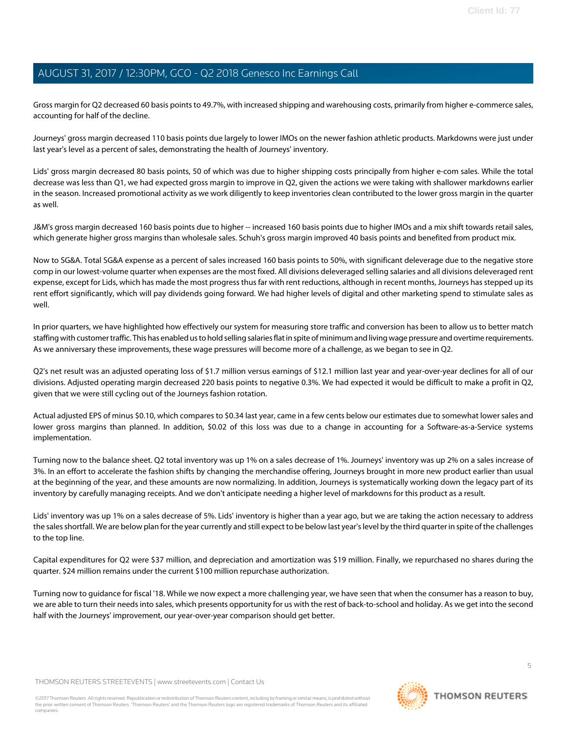Gross margin for Q2 decreased 60 basis points to 49.7%, with increased shipping and warehousing costs, primarily from higher e-commerce sales, accounting for half of the decline.

Journeys' gross margin decreased 110 basis points due largely to lower IMOs on the newer fashion athletic products. Markdowns were just under last year's level as a percent of sales, demonstrating the health of Journeys' inventory.

Lids' gross margin decreased 80 basis points, 50 of which was due to higher shipping costs principally from higher e-com sales. While the total decrease was less than Q1, we had expected gross margin to improve in Q2, given the actions we were taking with shallower markdowns earlier in the season. Increased promotional activity as we work diligently to keep inventories clean contributed to the lower gross margin in the quarter as well.

J&M's gross margin decreased 160 basis points due to higher -- increased 160 basis points due to higher IMOs and a mix shift towards retail sales, which generate higher gross margins than wholesale sales. Schuh's gross margin improved 40 basis points and benefited from product mix.

Now to SG&A. Total SG&A expense as a percent of sales increased 160 basis points to 50%, with significant deleverage due to the negative store comp in our lowest-volume quarter when expenses are the most fixed. All divisions deleveraged selling salaries and all divisions deleveraged rent expense, except for Lids, which has made the most progress thus far with rent reductions, although in recent months, Journeys has stepped up its rent effort significantly, which will pay dividends going forward. We had higher levels of digital and other marketing spend to stimulate sales as well.

In prior quarters, we have highlighted how effectively our system for measuring store traffic and conversion has been to allow us to better match staffing with customer traffic. This has enabled us to hold selling salaries flat in spite of minimum and living wage pressure and overtime requirements. As we anniversary these improvements, these wage pressures will become more of a challenge, as we began to see in Q2.

Q2's net result was an adjusted operating loss of $1.7 million versus earnings of $12.1 million last year and year-over-year declines for all of our divisions. Adjusted operating margin decreased 220 basis points to negative 0.3%. We had expected it would be difficult to make a profit in Q2, given that we were still cycling out of the Journeys fashion rotation.

Actual adjusted EPS of minus $0.10, which compares to $0.34 last year, came in a few cents below our estimates due to somewhat lower sales and lower gross margins than planned. In addition, $0.02 of this loss was due to a change in accounting for a Software-as-a-Service systems implementation.

Turning now to the balance sheet. Q2 total inventory was up 1% on a sales decrease of 1%. Journeys' inventory was up 2% on a sales increase of 3%. In an effort to accelerate the fashion shifts by changing the merchandise offering, Journeys brought in more new product earlier than usual at the beginning of the year, and these amounts are now normalizing. In addition, Journeys is systematically working down the legacy part of its inventory by carefully managing receipts. And we don't anticipate needing a higher level of markdowns for this product as a result.

Lids' inventory was up 1% on a sales decrease of 5%. Lids' inventory is higher than a year ago, but we are taking the action necessary to address the sales shortfall. We are below plan for the year currently and still expect to be below last year's level by the third quarter in spite of the challenges to the top line.

Capital expenditures for Q2 were $37 million, and depreciation and amortization was $19 million. Finally, we repurchased no shares during the quarter. $24 million remains under the current $100 million repurchase authorization.

Turning now to guidance for fiscal '18. While we now expect a more challenging year, we have seen that when the consumer has a reason to buy, we are able to turn their needs into sales, which presents opportunity for us with the rest of back-to-school and holiday. As we get into the second half with the Journeys' improvement, our year-over-year comparison should get better.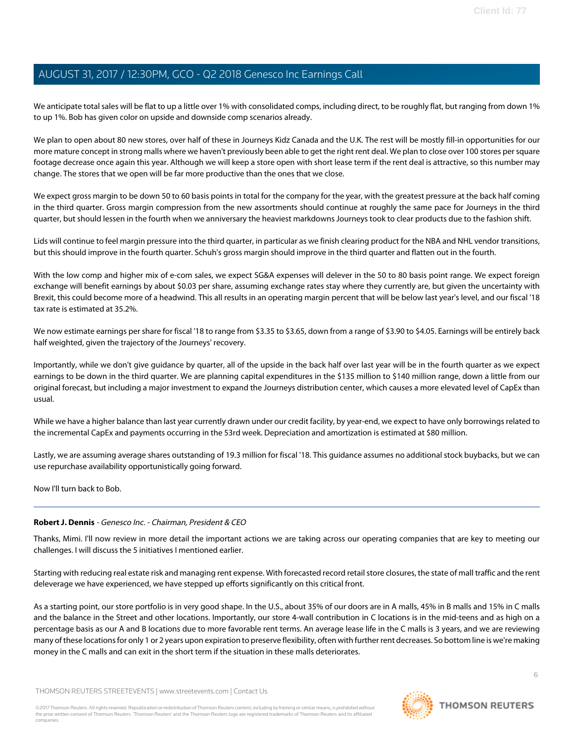We anticipate total sales will be flat to up a little over 1% with consolidated comps, including direct, to be roughly flat, but ranging from down 1% to up 1%. Bob has given color on upside and downside comp scenarios already.

We plan to open about 80 new stores, over half of these in Journeys Kidz Canada and the U.K. The rest will be mostly fill-in opportunities for our more mature concept in strong malls where we haven't previously been able to get the right rent deal. We plan to close over 100 stores per square footage decrease once again this year. Although we will keep a store open with short lease term if the rent deal is attractive, so this number may change. The stores that we open will be far more productive than the ones that we close.

We expect gross margin to be down 50 to 60 basis points in total for the company for the year, with the greatest pressure at the back half coming in the third quarter. Gross margin compression from the new assortments should continue at roughly the same pace for Journeys in the third quarter, but should lessen in the fourth when we anniversary the heaviest markdowns Journeys took to clear products due to the fashion shift.

Lids will continue to feel margin pressure into the third quarter, in particular as we finish clearing product for the NBA and NHL vendor transitions, but this should improve in the fourth quarter. Schuh's gross margin should improve in the third quarter and flatten out in the fourth.

With the low comp and higher mix of e-com sales, we expect SG&A expenses will delever in the 50 to 80 basis point range. We expect foreign exchange will benefit earnings by about $0.03 per share, assuming exchange rates stay where they currently are, but given the uncertainty with Brexit, this could become more of a headwind. This all results in an operating margin percent that will be below last year's level, and our fiscal '18 tax rate is estimated at 35.2%.

We now estimate earnings per share for fiscal '18 to range from $3.35 to $3.65, down from a range of $3.90 to $4.05. Earnings will be entirely back half weighted, given the trajectory of the Journeys' recovery.

Importantly, while we don't give guidance by quarter, all of the upside in the back half over last year will be in the fourth quarter as we expect earnings to be down in the third quarter. We are planning capital expenditures in the $135 million to $140 million range, down a little from our original forecast, but including a major investment to expand the Journeys distribution center, which causes a more elevated level of CapEx than usual.

While we have a higher balance than last year currently drawn under our credit facility, by year-end, we expect to have only borrowings related to the incremental CapEx and payments occurring in the 53rd week. Depreciation and amortization is estimated at $80 million.

Lastly, we are assuming average shares outstanding of 19.3 million for fiscal '18. This guidance assumes no additional stock buybacks, but we can use repurchase availability opportunistically going forward.

Now I'll turn back to Bob.

---

**Robert J. Dennis** - *Genesco Inc. - Chairman, President & CEO*

Thanks, Mimi. I'll now review in more detail the important actions we are taking across our operating companies that are key to meeting our challenges. I will discuss the 5 initiatives I mentioned earlier.

Starting with reducing real estate risk and managing rent expense. With forecasted record retail store closures, the state of mall traffic and the rent deleverage we have experienced, we have stepped up efforts significantly on this critical front.

As a starting point, our store portfolio is in very good shape. In the U.S., about 35% of our doors are in A malls, 45% in B malls and 15% in C malls and the balance in the Street and other locations. Importantly, our store 4-wall contribution in C locations is in the mid-teens and as high on a percentage basis as our A and B locations due to more favorable rent terms. An average lease life in the C malls is 3 years, and we are reviewing many of these locations for only 1 or 2 years upon expiration to preserve flexibility, often with further rent decreases. So bottom line is we're making money in the C malls and can exit in the short term if the situation in these malls deteriorates.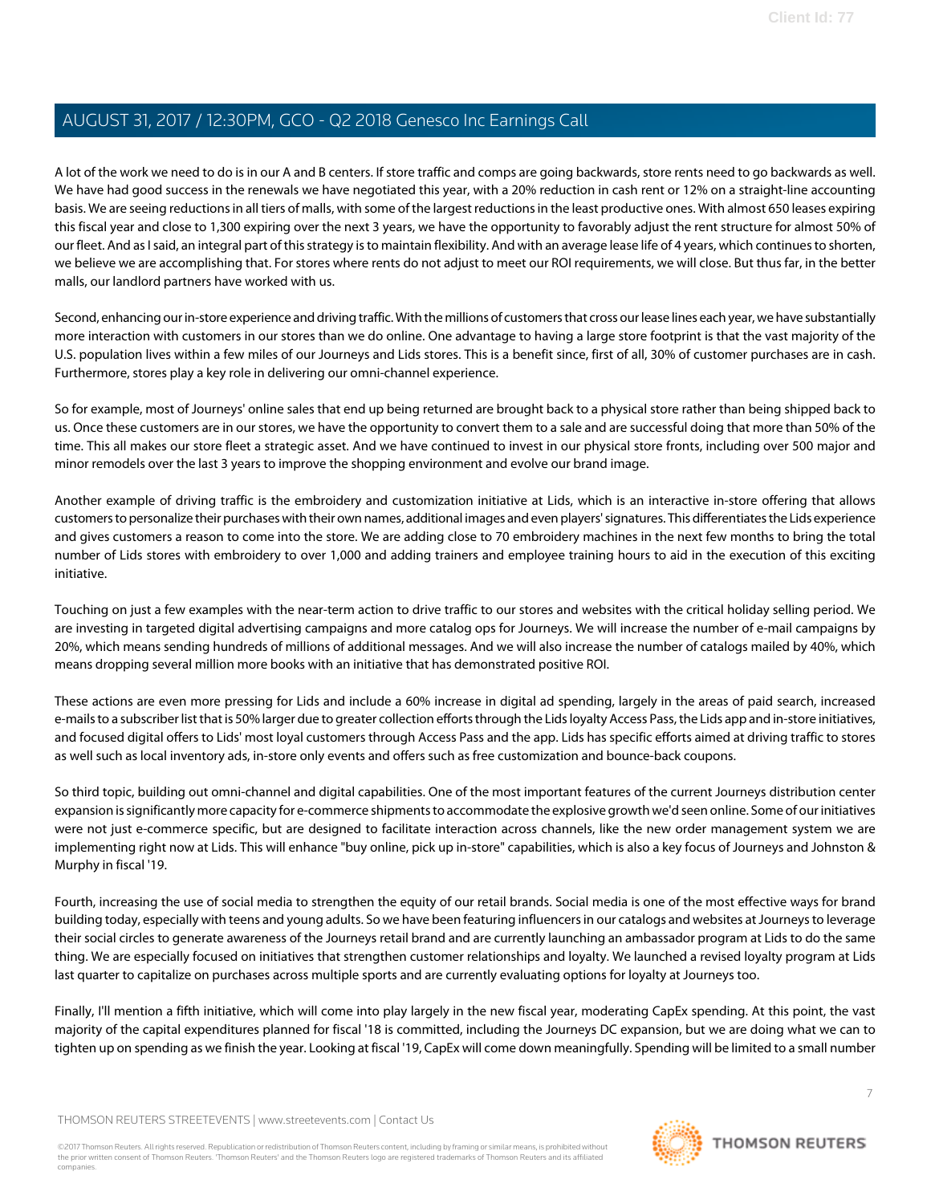A lot of the work we need to do is in our A and B centers. If store traffic and comps are going backwards, store rents need to go backwards as well. We have had good success in the renewals we have negotiated this year, with a 20% reduction in cash rent or 12% on a straight-line accounting basis. We are seeing reductions in all tiers of malls, with some of the largest reductions in the least productive ones. With almost 650 leases expiring this fiscal year and close to 1,300 expiring over the next 3 years, we have the opportunity to favorably adjust the rent structure for almost 50% of our fleet. And as I said, an integral part of this strategy is to maintain flexibility. And with an average lease life of 4 years, which continues to shorten, we believe we are accomplishing that. For stores where rents do not adjust to meet our ROI requirements, we will close. But thus far, in the better malls, our landlord partners have worked with us.

Second, enhancing our in-store experience and driving traffic. With the millions of customers that cross our lease lines each year, we have substantially more interaction with customers in our stores than we do online. One advantage to having a large store footprint is that the vast majority of the U.S. population lives within a few miles of our Journeys and Lids stores. This is a benefit since, first of all, 30% of customer purchases are in cash. Furthermore, stores play a key role in delivering our omni-channel experience.

So for example, most of Journeys' online sales that end up being returned are brought back to a physical store rather than being shipped back to us. Once these customers are in our stores, we have the opportunity to convert them to a sale and are successful doing that more than 50% of the time. This all makes our store fleet a strategic asset. And we have continued to invest in our physical store fronts, including over 500 major and minor remodels over the last 3 years to improve the shopping environment and evolve our brand image.

Another example of driving traffic is the embroidery and customization initiative at Lids, which is an interactive in-store offering that allows customers to personalize their purchases with their own names, additional images and even players' signatures. This differentiates the Lids experience and gives customers a reason to come into the store. We are adding close to 70 embroidery machines in the next few months to bring the total number of Lids stores with embroidery to over 1,000 and adding trainers and employee training hours to aid in the execution of this exciting initiative.

Touching on just a few examples with the near-term action to drive traffic to our stores and websites with the critical holiday selling period. We are investing in targeted digital advertising campaigns and more catalog ops for Journeys. We will increase the number of e-mail campaigns by 20%, which means sending hundreds of millions of additional messages. And we will also increase the number of catalogs mailed by 40%, which means dropping several million more books with an initiative that has demonstrated positive ROI.

These actions are even more pressing for Lids and include a 60% increase in digital ad spending, largely in the areas of paid search, increased e-mails to a subscriber list that is 50% larger due to greater collection efforts through the Lids loyalty Access Pass, the Lids app and in-store initiatives, and focused digital offers to Lids' most loyal customers through Access Pass and the app. Lids has specific efforts aimed at driving traffic to stores as well such as local inventory ads, in-store only events and offers such as free customization and bounce-back coupons.

So third topic, building out omni-channel and digital capabilities. One of the most important features of the current Journeys distribution center expansion is significantly more capacity for e-commerce shipments to accommodate the explosive growth we'd seen online. Some of our initiatives were not just e-commerce specific, but are designed to facilitate interaction across channels, like the new order management system we are implementing right now at Lids. This will enhance "buy online, pick up in-store" capabilities, which is also a key focus of Journeys and Johnston & Murphy in fiscal '19.

Fourth, increasing the use of social media to strengthen the equity of our retail brands. Social media is one of the most effective ways for brand building today, especially with teens and young adults. So we have been featuring influencers in our catalogs and websites at Journeys to leverage their social circles to generate awareness of the Journeys retail brand and are currently launching an ambassador program at Lids to do the same thing. We are especially focused on initiatives that strengthen customer relationships and loyalty. We launched a revised loyalty program at Lids last quarter to capitalize on purchases across multiple sports and are currently evaluating options for loyalty at Journeys too.

Finally, I'll mention a fifth initiative, which will come into play largely in the new fiscal year, moderating CapEx spending. At this point, the vast majority of the capital expenditures planned for fiscal '18 is committed, including the Journeys DC expansion, but we are doing what we can to tighten up on spending as we finish the year. Looking at fiscal '19, CapEx will come down meaningfully. Spending will be limited to a small number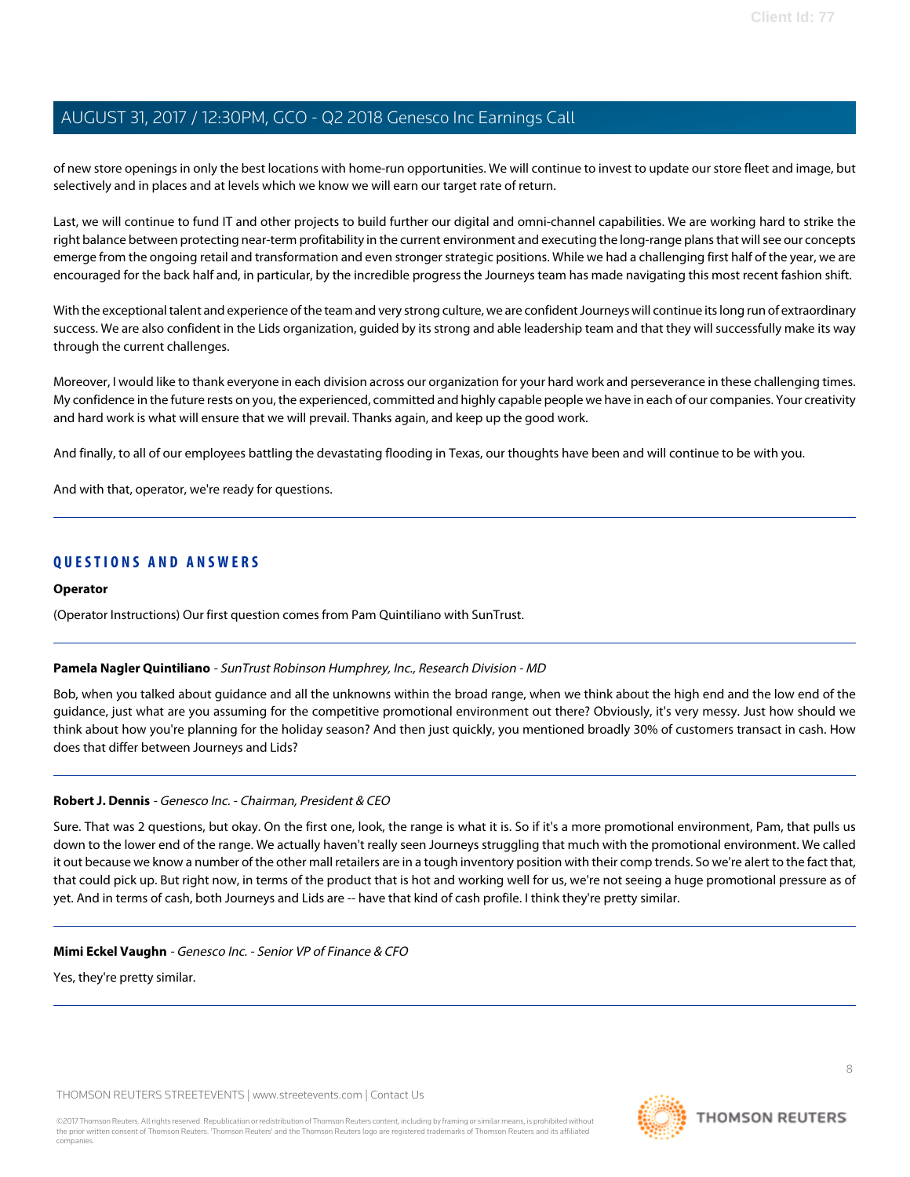of new store openings in only the best locations with home-run opportunities. We will continue to invest to update our store fleet and image, but selectively and in places and at levels which we know we will earn our target rate of return.

Last, we will continue to fund IT and other projects to build further our digital and omni-channel capabilities. We are working hard to strike the right balance between protecting near-term profitability in the current environment and executing the long-range plans that will see our concepts emerge from the ongoing retail and transformation and even stronger strategic positions. While we had a challenging first half of the year, we are encouraged for the back half and, in particular, by the incredible progress the Journeys team has made navigating this most recent fashion shift.

With the exceptional talent and experience of the team and very strong culture, we are confident Journeys will continue its long run of extraordinary success. We are also confident in the Lids organization, guided by its strong and able leadership team and that they will successfully make its way through the current challenges.

Moreover, I would like to thank everyone in each division across our organization for your hard work and perseverance in these challenging times. My confidence in the future rests on you, the experienced, committed and highly capable people we have in each of our companies. Your creativity and hard work is what will ensure that we will prevail. Thanks again, and keep up the good work.

And finally, to all of our employees battling the devastating flooding in Texas, our thoughts have been and will continue to be with you.

And with that, operator, we're ready for questions.

## QUESTIONS AND ANSWERS

**Operator**

(Operator Instructions) Our first question comes from Pam Quintiliano with SunTrust.

**Pamela Nagler Quintiliano** - *SunTrust Robinson Humphrey, Inc., Research Division - MD*

Bob, when you talked about guidance and all the unknowns within the broad range, when we think about the high end and the low end of the guidance, just what are you assuming for the competitive promotional environment out there? Obviously, it's very messy. Just how should we think about how you're planning for the holiday season? And then just quickly, you mentioned broadly 30% of customers transact in cash. How does that differ between Journeys and Lids?

**Robert J. Dennis** - *Genesco Inc. - Chairman, President & CEO*

Sure. That was 2 questions, but okay. On the first one, look, the range is what it is. So if it's a more promotional environment, Pam, that pulls us down to the lower end of the range. We actually haven't really seen Journeys struggling that much with the promotional environment. We called it out because we know a number of the other mall retailers are in a tough inventory position with their comp trends. So we're alert to the fact that, that could pick up. But right now, in terms of the product that is hot and working well for us, we're not seeing a huge promotional pressure as of yet. And in terms of cash, both Journeys and Lids are -- have that kind of cash profile. I think they're pretty similar.

**Mimi Eckel Vaughn** - *Genesco Inc. - Senior VP of Finance & CFO*

Yes, they're pretty similar.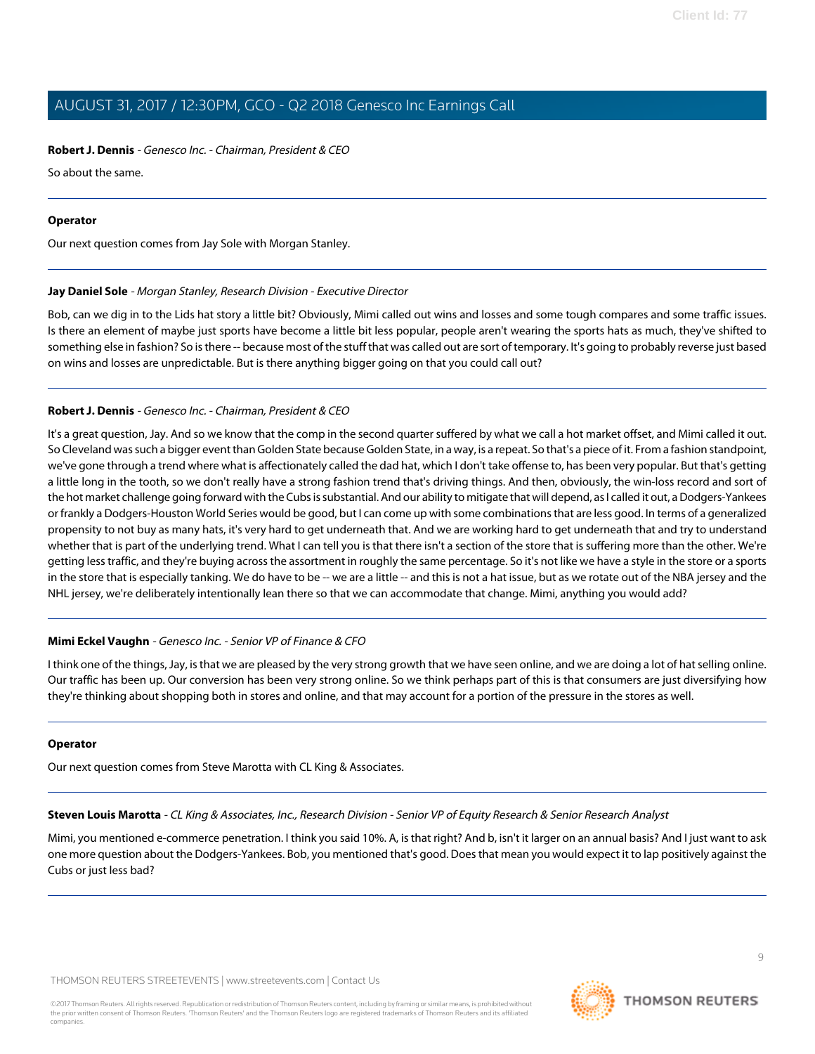**Robert J. Dennis** - *Genesco Inc. - Chairman, President & CEO*

So about the same.

---

**Operator**

Our next question comes from Jay Sole with Morgan Stanley.

---

**Jay Daniel Sole** - *Morgan Stanley, Research Division - Executive Director*

Bob, can we dig in to the Lids hat story a little bit? Obviously, Mimi called out wins and losses and some tough compares and some traffic issues. Is there an element of maybe just sports have become a little bit less popular, people aren't wearing the sports hats as much, they've shifted to something else in fashion? So is there -- because most of the stuff that was called out are sort of temporary. It's going to probably reverse just based on wins and losses are unpredictable. But is there anything bigger going on that you could call out?

---

**Robert J. Dennis** - *Genesco Inc. - Chairman, President & CEO*

It's a great question, Jay. And so we know that the comp in the second quarter suffered by what we call a hot market offset, and Mimi called it out. So Cleveland was such a bigger event than Golden State because Golden State, in a way, is a repeat. So that's a piece of it. From a fashion standpoint, we've gone through a trend where what is affectionately called the dad hat, which I don't take offense to, has been very popular. But that's getting a little long in the tooth, so we don't really have a strong fashion trend that's driving things. And then, obviously, the win-loss record and sort of the hot market challenge going forward with the Cubs is substantial. And our ability to mitigate that will depend, as I called it out, a Dodgers-Yankees or frankly a Dodgers-Houston World Series would be good, but I can come up with some combinations that are less good. In terms of a generalized propensity to not buy as many hats, it's very hard to get underneath that. And we are working hard to get underneath that and try to understand whether that is part of the underlying trend. What I can tell you is that there isn't a section of the store that is suffering more than the other. We're getting less traffic, and they're buying across the assortment in roughly the same percentage. So it's not like we have a style in the store or a sports in the store that is especially tanking. We do have to be -- we are a little -- and this is not a hat issue, but as we rotate out of the NBA jersey and the NHL jersey, we're deliberately intentionally lean there so that we can accommodate that change. Mimi, anything you would add?

---

**Mimi Eckel Vaughn** - *Genesco Inc. - Senior VP of Finance & CFO*

I think one of the things, Jay, is that we are pleased by the very strong growth that we have seen online, and we are doing a lot of hat selling online. Our traffic has been up. Our conversion has been very strong online. So we think perhaps part of this is that consumers are just diversifying how they're thinking about shopping both in stores and online, and that may account for a portion of the pressure in the stores as well.

---

**Operator**

Our next question comes from Steve Marotta with CL King & Associates.

---

**Steven Louis Marotta** - *CL King & Associates, Inc., Research Division - Senior VP of Equity Research & Senior Research Analyst*

Mimi, you mentioned e-commerce penetration. I think you said 10%. A, is that right? And b, isn't it larger on an annual basis? And I just want to ask one more question about the Dodgers-Yankees. Bob, you mentioned that's good. Does that mean you would expect it to lap positively against the Cubs or just less bad?

---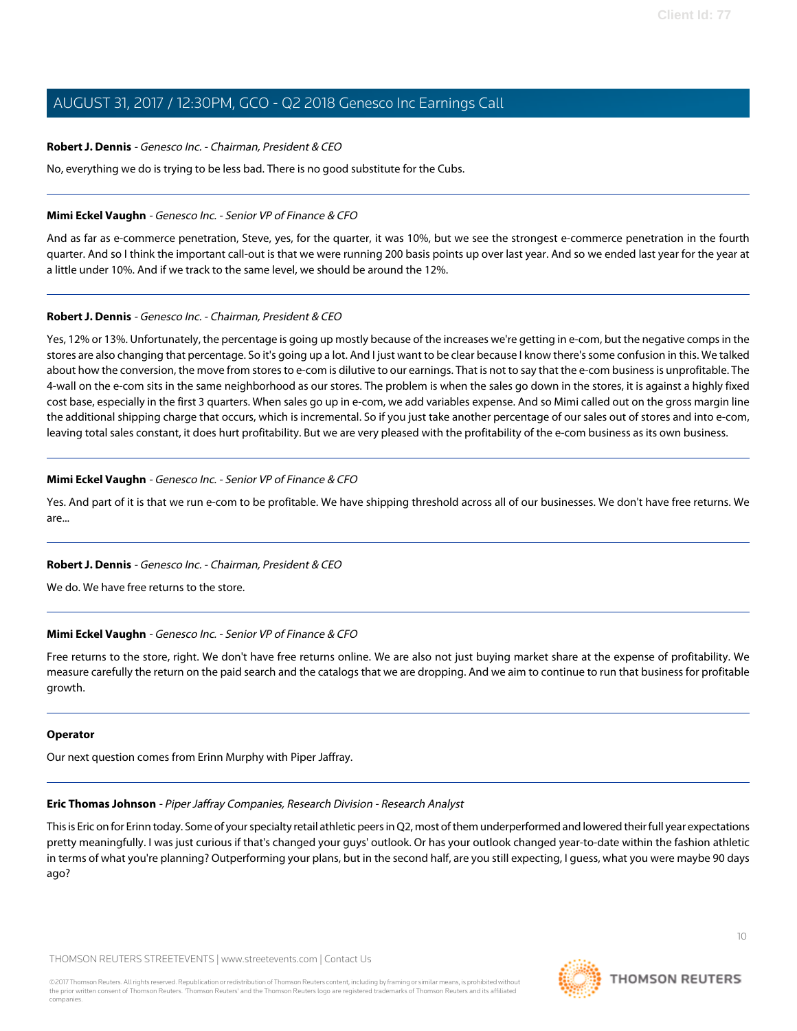**Robert J. Dennis** - *Genesco Inc. - Chairman, President & CEO*

No, everything we do is trying to be less bad. There is no good substitute for the Cubs.

---

**Mimi Eckel Vaughn** - *Genesco Inc. - Senior VP of Finance & CFO*

And as far as e-commerce penetration, Steve, yes, for the quarter, it was 10%, but we see the strongest e-commerce penetration in the fourth quarter. And so I think the important call-out is that we were running 200 basis points up over last year. And so we ended last year for the year at a little under 10%. And if we track to the same level, we should be around the 12%.

---

**Robert J. Dennis** - *Genesco Inc. - Chairman, President & CEO*

Yes, 12% or 13%. Unfortunately, the percentage is going up mostly because of the increases we're getting in e-com, but the negative comps in the stores are also changing that percentage. So it's going up a lot. And I just want to be clear because I know there's some confusion in this. We talked about how the conversion, the move from stores to e-com is dilutive to our earnings. That is not to say that the e-com business is unprofitable. The 4-wall on the e-com sits in the same neighborhood as our stores. The problem is when the sales go down in the stores, it is against a highly fixed cost base, especially in the first 3 quarters. When sales go up in e-com, we add variables expense. And so Mimi called out on the gross margin line the additional shipping charge that occurs, which is incremental. So if you just take another percentage of our sales out of stores and into e-com, leaving total sales constant, it does hurt profitability. But we are very pleased with the profitability of the e-com business as its own business.

---

**Mimi Eckel Vaughn** - *Genesco Inc. - Senior VP of Finance & CFO*

Yes. And part of it is that we run e-com to be profitable. We have shipping threshold across all of our businesses. We don't have free returns. We are...

---

**Robert J. Dennis** - *Genesco Inc. - Chairman, President & CEO*

We do. We have free returns to the store.

---

**Mimi Eckel Vaughn** - *Genesco Inc. - Senior VP of Finance & CFO*

Free returns to the store, right. We don't have free returns online. We are also not just buying market share at the expense of profitability. We measure carefully the return on the paid search and the catalogs that we are dropping. And we aim to continue to run that business for profitable growth.

---

**Operator**

Our next question comes from Erinn Murphy with Piper Jaffray.

---

**Eric Thomas Johnson** - *Piper Jaffray Companies, Research Division - Research Analyst*

This is Eric on for Erinn today. Some of your specialty retail athletic peers in Q2, most of them underperformed and lowered their full year expectations pretty meaningfully. I was just curious if that's changed your guys' outlook. Or has your outlook changed year-to-date within the fashion athletic in terms of what you're planning? Outperforming your plans, but in the second half, are you still expecting, I guess, what you were maybe 90 days ago?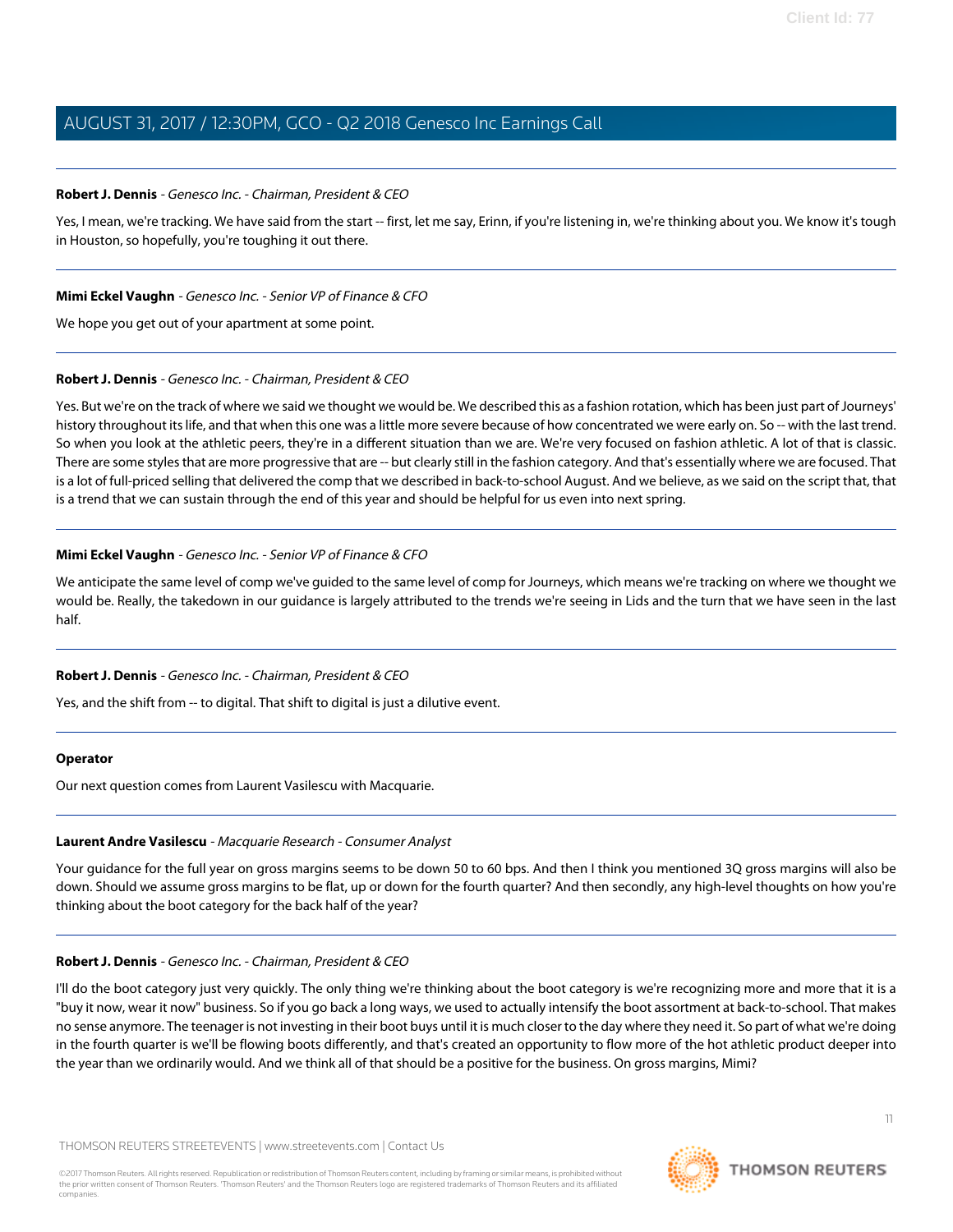**Robert J. Dennis** - *Genesco Inc. - Chairman, President & CEO*

Yes, I mean, we're tracking. We have said from the start -- first, let me say, Erinn, if you're listening in, we're thinking about you. We know it's tough in Houston, so hopefully, you're toughing it out there.

---

**Mimi Eckel Vaughn** - *Genesco Inc. - Senior VP of Finance & CFO*

We hope you get out of your apartment at some point.

---

**Robert J. Dennis** - *Genesco Inc. - Chairman, President & CEO*

Yes. But we're on the track of where we said we thought we would be. We described this as a fashion rotation, which has been just part of Journeys' history throughout its life, and that when this one was a little more severe because of how concentrated we were early on. So -- with the last trend. So when you look at the athletic peers, they're in a different situation than we are. We're very focused on fashion athletic. A lot of that is classic. There are some styles that are more progressive that are -- but clearly still in the fashion category. And that's essentially where we are focused. That is a lot of full-priced selling that delivered the comp that we described in back-to-school August. And we believe, as we said on the script that, that is a trend that we can sustain through the end of this year and should be helpful for us even into next spring.

---

**Mimi Eckel Vaughn** - *Genesco Inc. - Senior VP of Finance & CFO*

We anticipate the same level of comp we've guided to the same level of comp for Journeys, which means we're tracking on where we thought we would be. Really, the takedown in our guidance is largely attributed to the trends we're seeing in Lids and the turn that we have seen in the last half.

---

**Robert J. Dennis** - *Genesco Inc. - Chairman, President & CEO*

Yes, and the shift from -- to digital. That shift to digital is just a dilutive event.

---

**Operator**

Our next question comes from Laurent Vasilescu with Macquarie.

---

**Laurent Andre Vasilescu** - *Macquarie Research - Consumer Analyst*

Your guidance for the full year on gross margins seems to be down 50 to 60 bps. And then I think you mentioned 3Q gross margins will also be down. Should we assume gross margins to be flat, up or down for the fourth quarter? And then secondly, any high-level thoughts on how you're thinking about the boot category for the back half of the year?

---

**Robert J. Dennis** - *Genesco Inc. - Chairman, President & CEO*

I'll do the boot category just very quickly. The only thing we're thinking about the boot category is we're recognizing more and more that it is a "buy it now, wear it now" business. So if you go back a long ways, we used to actually intensify the boot assortment at back-to-school. That makes no sense anymore. The teenager is not investing in their boot buys until it is much closer to the day where they need it. So part of what we're doing in the fourth quarter is we'll be flowing boots differently, and that's created an opportunity to flow more of the hot athletic product deeper into the year than we ordinarily would. And we think all of that should be a positive for the business. On gross margins, Mimi?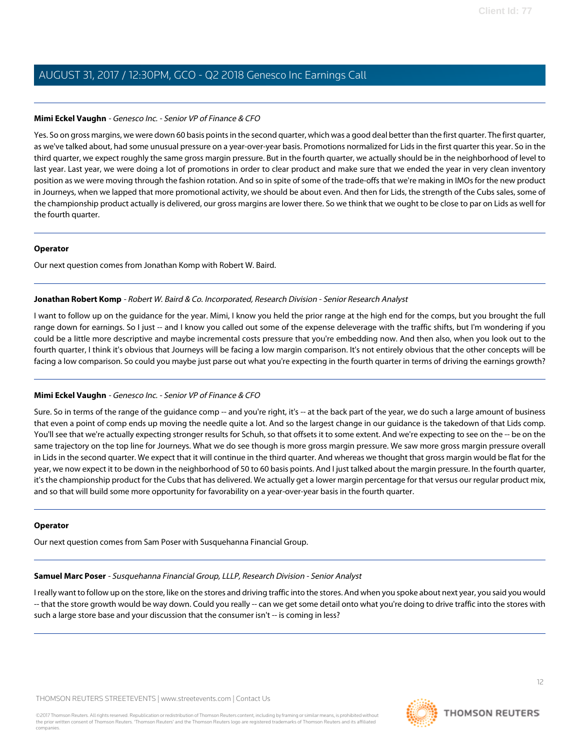**Mimi Eckel Vaughn** - *Genesco Inc. - Senior VP of Finance & CFO*

Yes. So on gross margins, we were down 60 basis points in the second quarter, which was a good deal better than the first quarter. The first quarter, as we've talked about, had some unusual pressure on a year-over-year basis. Promotions normalized for Lids in the first quarter this year. So in the third quarter, we expect roughly the same gross margin pressure. But in the fourth quarter, we actually should be in the neighborhood of level to last year. Last year, we were doing a lot of promotions in order to clear product and make sure that we ended the year in very clean inventory position as we were moving through the fashion rotation. And so in spite of some of the trade-offs that we're making in IMOs for the new product in Journeys, when we lapped that more promotional activity, we should be about even. And then for Lids, the strength of the Cubs sales, some of the championship product actually is delivered, our gross margins are lower there. So we think that we ought to be close to par on Lids as well for the fourth quarter.

---

**Operator**

Our next question comes from Jonathan Komp with Robert W. Baird.

---

**Jonathan Robert Komp** - *Robert W. Baird & Co. Incorporated, Research Division - Senior Research Analyst*

I want to follow up on the guidance for the year. Mimi, I know you held the prior range at the high end for the comps, but you brought the full range down for earnings. So I just -- and I know you called out some of the expense deleverage with the traffic shifts, but I'm wondering if you could be a little more descriptive and maybe incremental costs pressure that you're embedding now. And then also, when you look out to the fourth quarter, I think it's obvious that Journeys will be facing a low margin comparison. It's not entirely obvious that the other concepts will be facing a low comparison. So could you maybe just parse out what you're expecting in the fourth quarter in terms of driving the earnings growth?

---

**Mimi Eckel Vaughn** - *Genesco Inc. - Senior VP of Finance & CFO*

Sure. So in terms of the range of the guidance comp -- and you're right, it's -- at the back part of the year, we do such a large amount of business that even a point of comp ends up moving the needle quite a lot. And so the largest change in our guidance is the takedown of that Lids comp. You'll see that we're actually expecting stronger results for Schuh, so that offsets it to some extent. And we're expecting to see on the -- be on the same trajectory on the top line for Journeys. What we do see though is more gross margin pressure. We saw more gross margin pressure overall in Lids in the second quarter. We expect that it will continue in the third quarter. And whereas we thought that gross margin would be flat for the year, we now expect it to be down in the neighborhood of 50 to 60 basis points. And I just talked about the margin pressure. In the fourth quarter, it's the championship product for the Cubs that has delivered. We actually get a lower margin percentage for that versus our regular product mix, and so that will build some more opportunity for favorability on a year-over-year basis in the fourth quarter.

---

**Operator**

Our next question comes from Sam Poser with Susquehanna Financial Group.

---

**Samuel Marc Poser** - *Susquehanna Financial Group, LLLP, Research Division - Senior Analyst*

I really want to follow up on the store, like on the stores and driving traffic into the stores. And when you spoke about next year, you said you would -- that the store growth would be way down. Could you really -- can we get some detail onto what you're doing to drive traffic into the stores with such a large store base and your discussion that the consumer isn't -- is coming in less?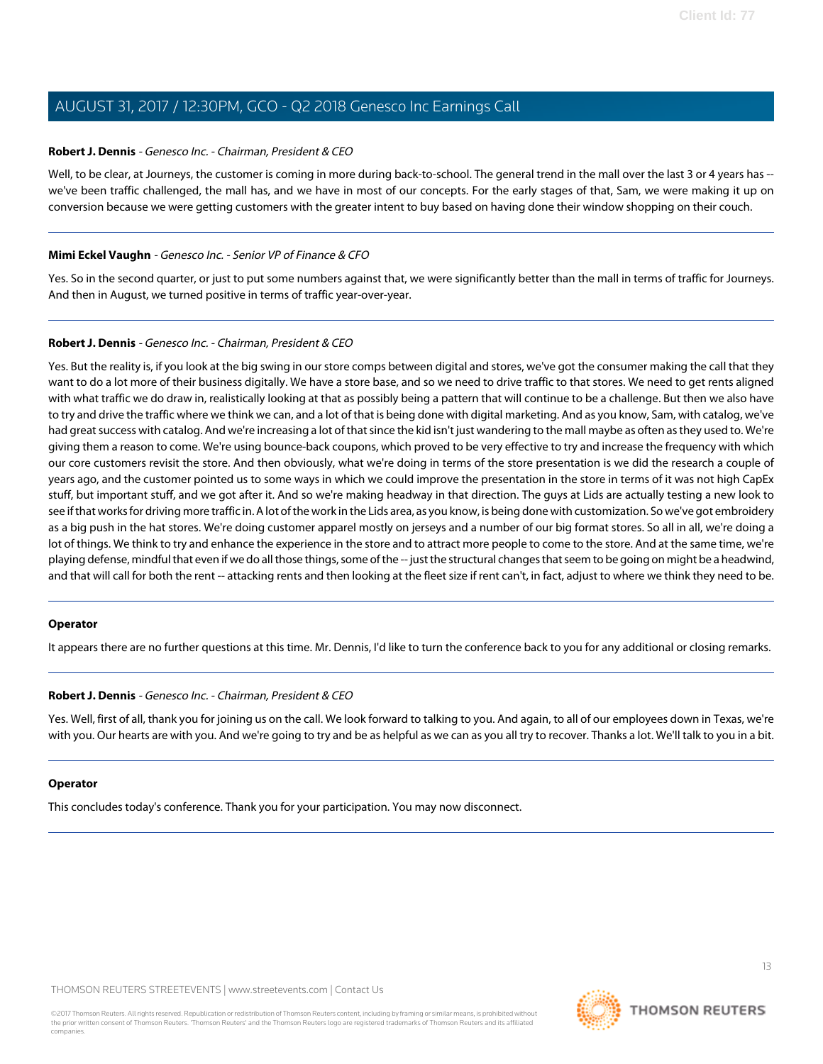**Robert J. Dennis** - *Genesco Inc. - Chairman, President & CEO*

Well, to be clear, at Journeys, the customer is coming in more during back-to-school. The general trend in the mall over the last 3 or 4 years has -- we've been traffic challenged, the mall has, and we have in most of our concepts. For the early stages of that, Sam, we were making it up on conversion because we were getting customers with the greater intent to buy based on having done their window shopping on their couch.

---

**Mimi Eckel Vaughn** - *Genesco Inc. - Senior VP of Finance & CFO*

Yes. So in the second quarter, or just to put some numbers against that, we were significantly better than the mall in terms of traffic for Journeys. And then in August, we turned positive in terms of traffic year-over-year.

---

**Robert J. Dennis** - *Genesco Inc. - Chairman, President & CEO*

Yes. But the reality is, if you look at the big swing in our store comps between digital and stores, we've got the consumer making the call that they want to do a lot more of their business digitally. We have a store base, and so we need to drive traffic to that stores. We need to get rents aligned with what traffic we do draw in, realistically looking at that as possibly being a pattern that will continue to be a challenge. But then we also have to try and drive the traffic where we think we can, and a lot of that is being done with digital marketing. And as you know, Sam, with catalog, we've had great success with catalog. And we're increasing a lot of that since the kid isn't just wandering to the mall maybe as often as they used to. We're giving them a reason to come. We're using bounce-back coupons, which proved to be very effective to try and increase the frequency with which our core customers revisit the store. And then obviously, what we're doing in terms of the store presentation is we did the research a couple of years ago, and the customer pointed us to some ways in which we could improve the presentation in the store in terms of it was not high CapEx stuff, but important stuff, and we got after it. And so we're making headway in that direction. The guys at Lids are actually testing a new look to see if that works for driving more traffic in. A lot of the work in the Lids area, as you know, is being done with customization. So we've got embroidery as a big push in the hat stores. We're doing customer apparel mostly on jerseys and a number of our big format stores. So all in all, we're doing a lot of things. We think to try and enhance the experience in the store and to attract more people to come to the store. And at the same time, we're playing defense, mindful that even if we do all those things, some of the -- just the structural changes that seem to be going on might be a headwind, and that will call for both the rent -- attacking rents and then looking at the fleet size if rent can't, in fact, adjust to where we think they need to be.

---

**Operator**

It appears there are no further questions at this time. Mr. Dennis, I'd like to turn the conference back to you for any additional or closing remarks.

---

**Robert J. Dennis** - *Genesco Inc. - Chairman, President & CEO*

Yes. Well, first of all, thank you for joining us on the call. We look forward to talking to you. And again, to all of our employees down in Texas, we're with you. Our hearts are with you. And we're going to try and be as helpful as we can as you all try to recover. Thanks a lot. We'll talk to you in a bit.

---

**Operator**

This concludes today's conference. Thank you for your participation. You may now disconnect.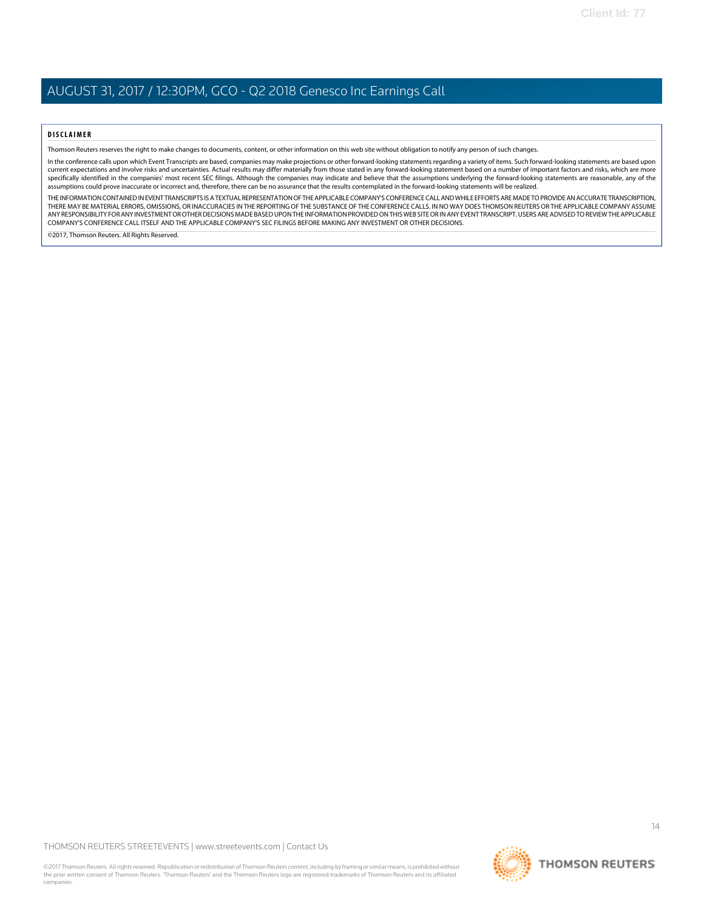## DISCLAIMER

Thomson Reuters reserves the right to make changes to documents, content, or other information on this web site without obligation to notify any person of such changes.

In the conference calls upon which Event Transcripts are based, companies may make projections or other forward-looking statements regarding a variety of items. Such forward-looking statements are based upon current expectations and involve risks and uncertainties. Actual results may differ materially from those stated in any forward-looking statement based on a number of important factors and risks, which are more specifically identified in the companies' most recent SEC filings. Although the companies may indicate and believe that the assumptions underlying the forward-looking statements are reasonable, any of the assumptions could prove inaccurate or incorrect and, therefore, there can be no assurance that the results contemplated in the forward-looking statements will be realized.

THE INFORMATION CONTAINED IN EVENT TRANSCRIPTS IS A TEXTUAL REPRESENTATION OF THE APPLICABLE COMPANY'S CONFERENCE CALL AND WHILE EFFORTS ARE MADE TO PROVIDE AN ACCURATE TRANSCRIPTION, THERE MAY BE MATERIAL ERRORS, OMISSIONS, OR INACCURACIES IN THE REPORTING OF THE SUBSTANCE OF THE CONFERENCE CALLS. IN NO WAY DOES THOMSON REUTERS OR THE APPLICABLE COMPANY ASSUME ANY RESPONSIBILITY FOR ANY INVESTMENT OR OTHER DECISIONS MADE BASED UPON THE INFORMATION PROVIDED ON THIS WEB SITE OR IN ANY EVENT TRANSCRIPT. USERS ARE ADVISED TO REVIEW THE APPLICABLE COMPANY'S CONFERENCE CALL ITSELF AND THE APPLICABLE COMPANY'S SEC FILINGS BEFORE MAKING ANY INVESTMENT OR OTHER DECISIONS.

©2017, Thomson Reuters. All Rights Reserved.